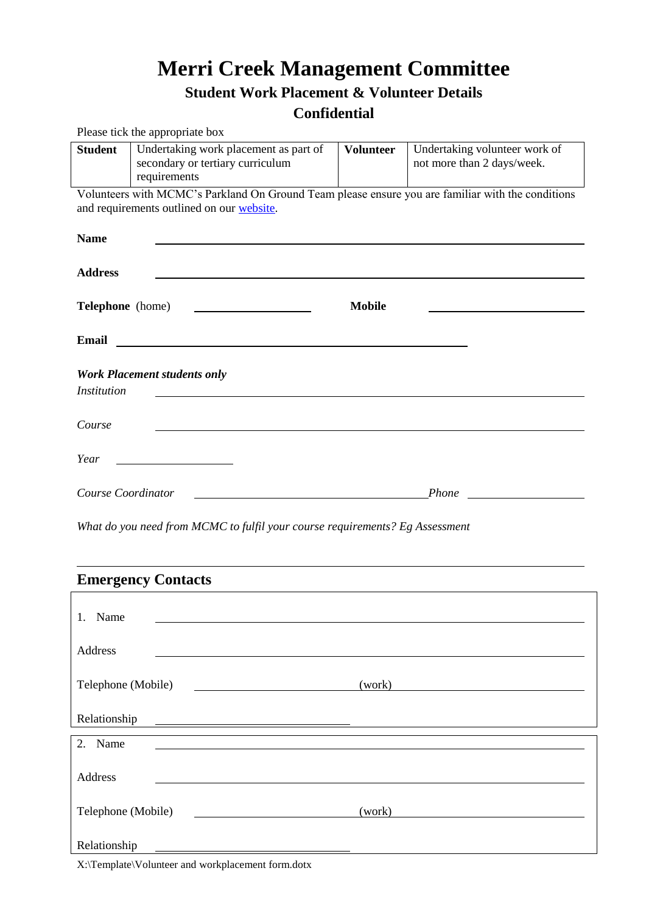# Merri Creek Management Committee

## Student Work Placement & Volunteer Details

## Confidential

Please tick the appropriate box

| **Student** | Undertaking work placement as part of secondary or tertiary curriculum requirements | **Volunteer** | Undertaking volunteer work of not more than 2 days/week. |
|---|---|---|---|

Volunteers with MCMC's Parkland On Ground Team please ensure you are familiar with the conditions and requirements outlined on our website.

**Name** ____________________

**Address** ____________________

**Telephone** (home) ____________________ **Mobile** ____________________

**Email** ____________________

***Work Placement students only***

*Institution* ____________________

*Course* ____________________

*Year* ____________________

*Course Coordinator* ____________________ *Phone* ____________________

*What do you need from MCMC to fulfil your course requirements? Eg Assessment*

____________________

## Emergency Contacts

1. Name ____________________

Address ____________________

Telephone (Mobile) ____________________ (work) ____________________

Relationship ____________________

2. Name ____________________

Address ____________________

Telephone (Mobile) ____________________ (work) ____________________

Relationship ____________________

X:\Template\Volunteer and workplacement form.dotx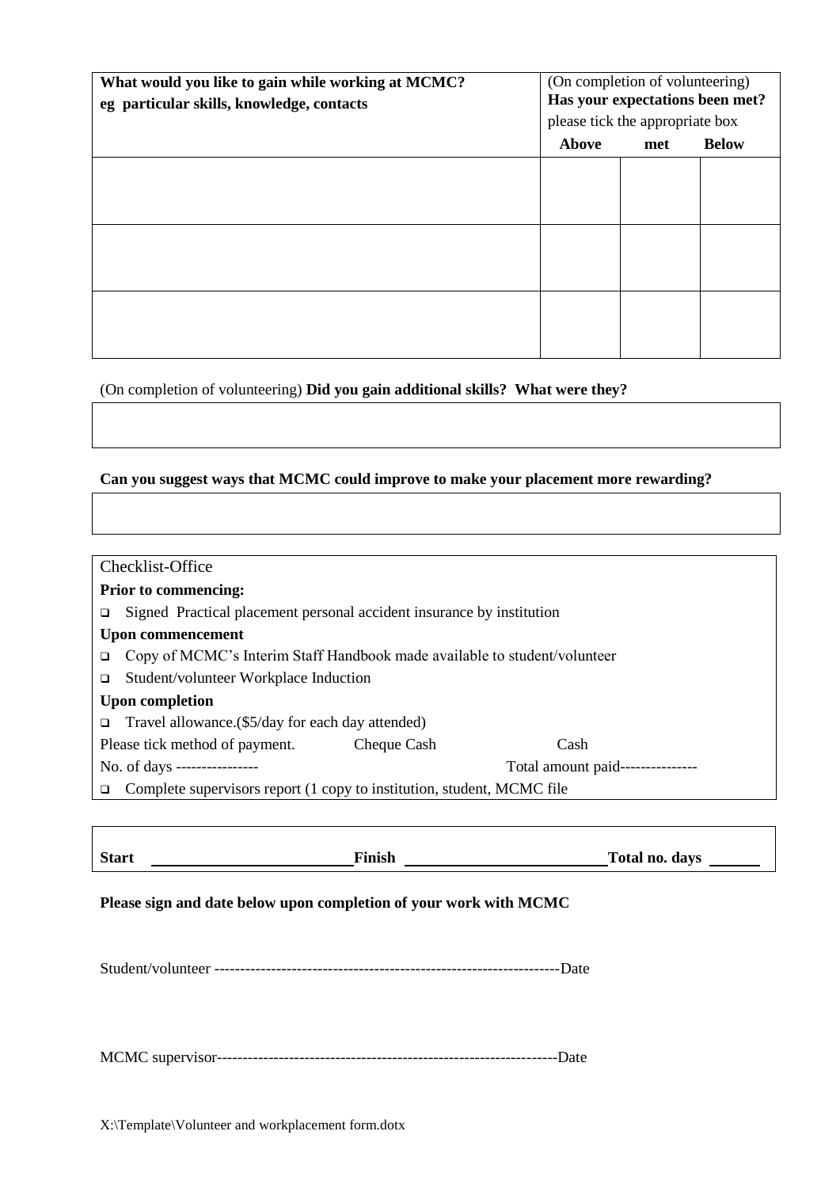| **What would you like to gain while working at MCMC?** **eg particular skills, knowledge, contacts** | (On completion of volunteering) **Has your expectations been met?** please tick the appropriate box | | |
|---|---|---|---|
| | **Above** | **met** | **Below** |
| | | | |
| | | | |
| | | | |

(On completion of volunteering) **Did you gain additional skills? What were they?**

| |
|---|
| |

**Can you suggest ways that MCMC could improve to make your placement more rewarding?**

| |
|---|
| |

Checklist-Office

**Prior to commencing:**

- ❑ Signed Practical placement personal accident insurance by institution

**Upon commencement**

- ❑ Copy of MCMC's Interim Staff Handbook made available to student/volunteer
- ❑ Student/volunteer Workplace Induction

**Upon completion**

- ❑ Travel allowance.($5/day for each day attended)

Please tick method of payment. Cheque Cash Cash

No. of days ---------------- Total amount paid---------------

- ❑ Complete supervisors report (1 copy to institution, student, MCMC file

**Start** \_\_\_\_\_\_\_\_\_\_\_\_\_\_\_\_\_\_\_\_\_\_\_\_\_\_ **Finish** \_\_\_\_\_\_\_\_\_\_\_\_\_\_\_\_\_\_\_\_\_\_\_\_\_\_ **Total no. days** \_\_\_\_\_\_\_

**Please sign and date below upon completion of your work with MCMC**

Student/volunteer -------------------------------------------------------------------Date

MCMC supervisor-------------------------------------------------------------------Date

X:\Template\Volunteer and workplacement form.dotx